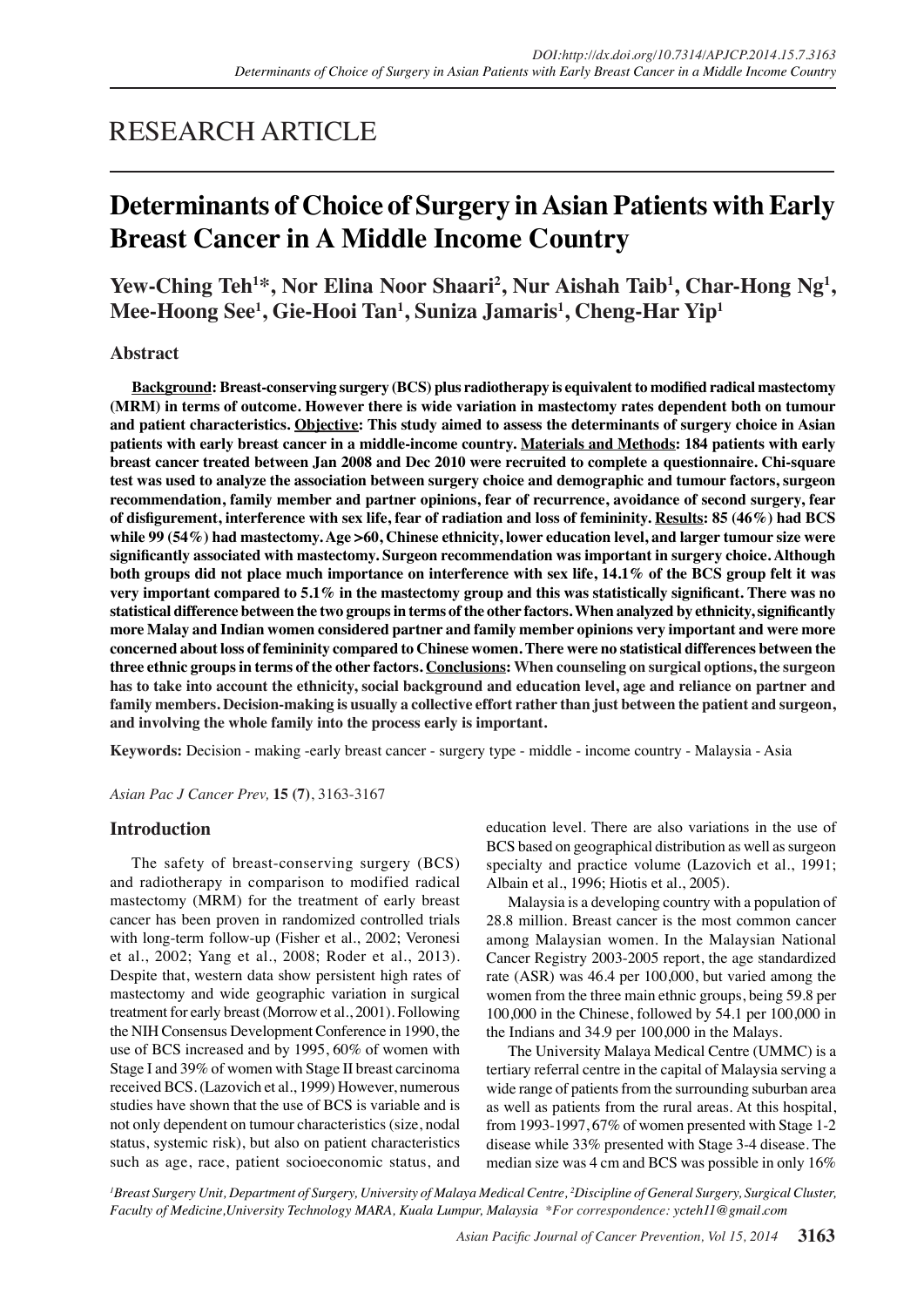RESEARCH ARTICLE

# Determinants of Choice of Surgery in Asian Patients with Early Breast Cancer in A Middle Income Country

**Yew-Ching Teh[1]*, Nor Elina Noor Shaari[2], Nur Aishah Taib[1], Char-Hong Ng[1], Mee-Hoong See[1], Gie-Hooi Tan[1], Suniza Jamaris[1], Cheng-Har Yip[1]**

## Abstract

**Background: Breast-conserving surgery (BCS) plus radiotherapy is equivalent to modified radical mastectomy (MRM) in terms of outcome. However there is wide variation in mastectomy rates dependent both on tumour and patient characteristics. Objective: This study aimed to assess the determinants of surgery choice in Asian patients with early breast cancer in a middle-income country. Materials and Methods: 184 patients with early breast cancer treated between Jan 2008 and Dec 2010 were recruited to complete a questionnaire. Chi-square test was used to analyze the association between surgery choice and demographic and tumour factors, surgeon recommendation, family member and partner opinions, fear of recurrence, avoidance of second surgery, fear of disfigurement, interference with sex life, fear of radiation and loss of femininity. Results: 85 (46%) had BCS while 99 (54%) had mastectomy. Age >60, Chinese ethnicity, lower education level, and larger tumour size were significantly associated with mastectomy. Surgeon recommendation was important in surgery choice. Although both groups did not place much importance on interference with sex life, 14.1% of the BCS group felt it was very important compared to 5.1% in the mastectomy group and this was statistically significant. There was no statistical difference between the two groups in terms of the other factors. When analyzed by ethnicity, significantly more Malay and Indian women considered partner and family member opinions very important and were more concerned about loss of femininity compared to Chinese women. There were no statistical differences between the three ethnic groups in terms of the other factors. Conclusions: When counseling on surgical options, the surgeon has to take into account the ethnicity, social background and education level, age and reliance on partner and family members. Decision-making is usually a collective effort rather than just between the patient and surgeon, and involving the whole family into the process early is important.**

**Keywords:** Decision - making -early breast cancer - surgery type - middle - income country - Malaysia - Asia

*Asian Pac J Cancer Prev,* **15 (7)**, 3163-3167

## Introduction

The safety of breast-conserving surgery (BCS) and radiotherapy in comparison to modified radical mastectomy (MRM) for the treatment of early breast cancer has been proven in randomized controlled trials with long-term follow-up (Fisher et al., 2002; Veronesi et al., 2002; Yang et al., 2008; Roder et al., 2013). Despite that, western data show persistent high rates of mastectomy and wide geographic variation in surgical treatment for early breast (Morrow et al., 2001). Following the NIH Consensus Development Conference in 1990, the use of BCS increased and by 1995, 60% of women with Stage I and 39% of women with Stage II breast carcinoma received BCS. (Lazovich et al., 1999) However, numerous studies have shown that the use of BCS is variable and is not only dependent on tumour characteristics (size, nodal status, systemic risk), but also on patient characteristics such as age, race, patient socioeconomic status, and education level. There are also variations in the use of BCS based on geographical distribution as well as surgeon specialty and practice volume (Lazovich et al., 1991; Albain et al., 1996; Hiotis et al., 2005).

Malaysia is a developing country with a population of 28.8 million. Breast cancer is the most common cancer among Malaysian women. In the Malaysian National Cancer Registry 2003-2005 report, the age standardized rate (ASR) was 46.4 per 100,000, but varied among the women from the three main ethnic groups, being 59.8 per 100,000 in the Chinese, followed by 54.1 per 100,000 in the Indians and 34.9 per 100,000 in the Malays.

The University Malaya Medical Centre (UMMC) is a tertiary referral centre in the capital of Malaysia serving a wide range of patients from the surrounding suburban area as well as patients from the rural areas. At this hospital, from 1993-1997, 67% of women presented with Stage 1-2 disease while 33% presented with Stage 3-4 disease. The median size was 4 cm and BCS was possible in only 16%

[1]Breast Surgery Unit, Department of Surgery, University of Malaya Medical Centre, [2]Discipline of General Surgery, Surgical Cluster, Faculty of Medicine,University Technology MARA, Kuala Lumpur, Malaysia *For correspondence: ycteh11@gmail.com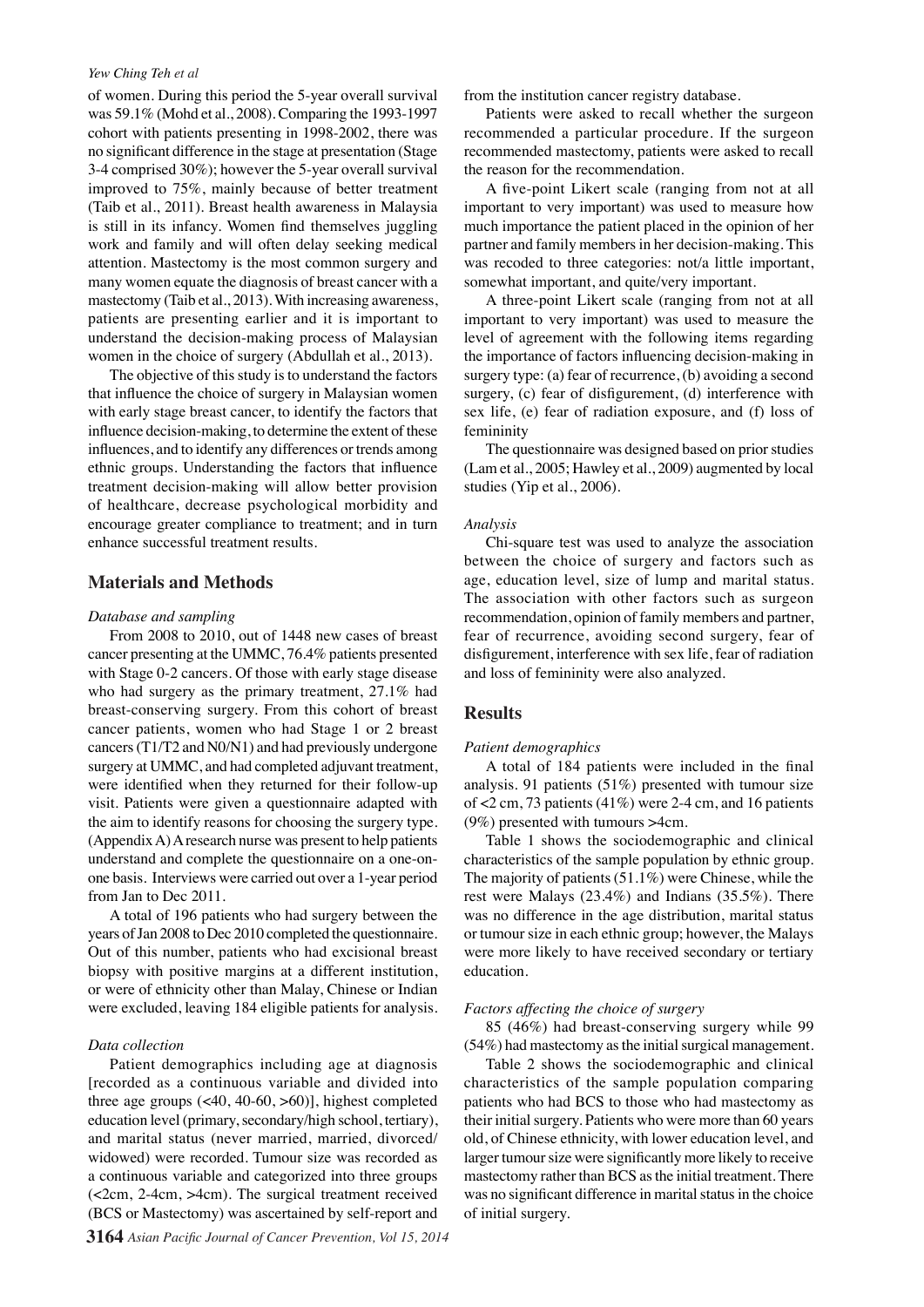of women. During this period the 5-year overall survival was 59.1% (Mohd et al., 2008). Comparing the 1993-1997 cohort with patients presenting in 1998-2002, there was no significant difference in the stage at presentation (Stage 3-4 comprised 30%); however the 5-year overall survival improved to 75%, mainly because of better treatment (Taib et al., 2011). Breast health awareness in Malaysia is still in its infancy. Women find themselves juggling work and family and will often delay seeking medical attention. Mastectomy is the most common surgery and many women equate the diagnosis of breast cancer with a mastectomy (Taib et al., 2013). With increasing awareness, patients are presenting earlier and it is important to understand the decision-making process of Malaysian women in the choice of surgery (Abdullah et al., 2013).

The objective of this study is to understand the factors that influence the choice of surgery in Malaysian women with early stage breast cancer, to identify the factors that influence decision-making, to determine the extent of these influences, and to identify any differences or trends among ethnic groups. Understanding the factors that influence treatment decision-making will allow better provision of healthcare, decrease psychological morbidity and encourage greater compliance to treatment; and in turn enhance successful treatment results.

## Materials and Methods

*Database and sampling*

From 2008 to 2010, out of 1448 new cases of breast cancer presenting at the UMMC, 76.4% patients presented with Stage 0-2 cancers. Of those with early stage disease who had surgery as the primary treatment, 27.1% had breast-conserving surgery. From this cohort of breast cancer patients, women who had Stage 1 or 2 breast cancers (T1/T2 and N0/N1) and had previously undergone surgery at UMMC, and had completed adjuvant treatment, were identified when they returned for their follow-up visit. Patients were given a questionnaire adapted with the aim to identify reasons for choosing the surgery type. (Appendix A) A research nurse was present to help patients understand and complete the questionnaire on a one-on-one basis. Interviews were carried out over a 1-year period from Jan to Dec 2011.

A total of 196 patients who had surgery between the years of Jan 2008 to Dec 2010 completed the questionnaire. Out of this number, patients who had excisional breast biopsy with positive margins at a different institution, or were of ethnicity other than Malay, Chinese or Indian were excluded, leaving 184 eligible patients for analysis.

*Data collection*

Patient demographics including age at diagnosis [recorded as a continuous variable and divided into three age groups (<40, 40-60, >60)], highest completed education level (primary, secondary/high school, tertiary), and marital status (never married, married, divorced/widowed) were recorded. Tumour size was recorded as a continuous variable and categorized into three groups (<2cm, 2-4cm, >4cm). The surgical treatment received (BCS or Mastectomy) was ascertained by self-report and from the institution cancer registry database.

Patients were asked to recall whether the surgeon recommended a particular procedure. If the surgeon recommended mastectomy, patients were asked to recall the reason for the recommendation.

A five-point Likert scale (ranging from not at all important to very important) was used to measure how much importance the patient placed in the opinion of her partner and family members in her decision-making. This was recoded to three categories: not/a little important, somewhat important, and quite/very important.

A three-point Likert scale (ranging from not at all important to very important) was used to measure the level of agreement with the following items regarding the importance of factors influencing decision-making in surgery type: (a) fear of recurrence, (b) avoiding a second surgery, (c) fear of disfigurement, (d) interference with sex life, (e) fear of radiation exposure, and (f) loss of femininity

The questionnaire was designed based on prior studies (Lam et al., 2005; Hawley et al., 2009) augmented by local studies (Yip et al., 2006).

*Analysis*

Chi-square test was used to analyze the association between the choice of surgery and factors such as age, education level, size of lump and marital status. The association with other factors such as surgeon recommendation, opinion of family members and partner, fear of recurrence, avoiding second surgery, fear of disfigurement, interference with sex life, fear of radiation and loss of femininity were also analyzed.

## Results

*Patient demographics*

A total of 184 patients were included in the final analysis. 91 patients (51%) presented with tumour size of <2 cm, 73 patients (41%) were 2-4 cm, and 16 patients (9%) presented with tumours >4cm.

Table 1 shows the sociodemographic and clinical characteristics of the sample population by ethnic group. The majority of patients (51.1%) were Chinese, while the rest were Malays (23.4%) and Indians (35.5%). There was no difference in the age distribution, marital status or tumour size in each ethnic group; however, the Malays were more likely to have received secondary or tertiary education.

*Factors affecting the choice of surgery*

85 (46%) had breast-conserving surgery while 99 (54%) had mastectomy as the initial surgical management.

Table 2 shows the sociodemographic and clinical characteristics of the sample population comparing patients who had BCS to those who had mastectomy as their initial surgery. Patients who were more than 60 years old, of Chinese ethnicity, with lower education level, and larger tumour size were significantly more likely to receive mastectomy rather than BCS as the initial treatment. There was no significant difference in marital status in the choice of initial surgery.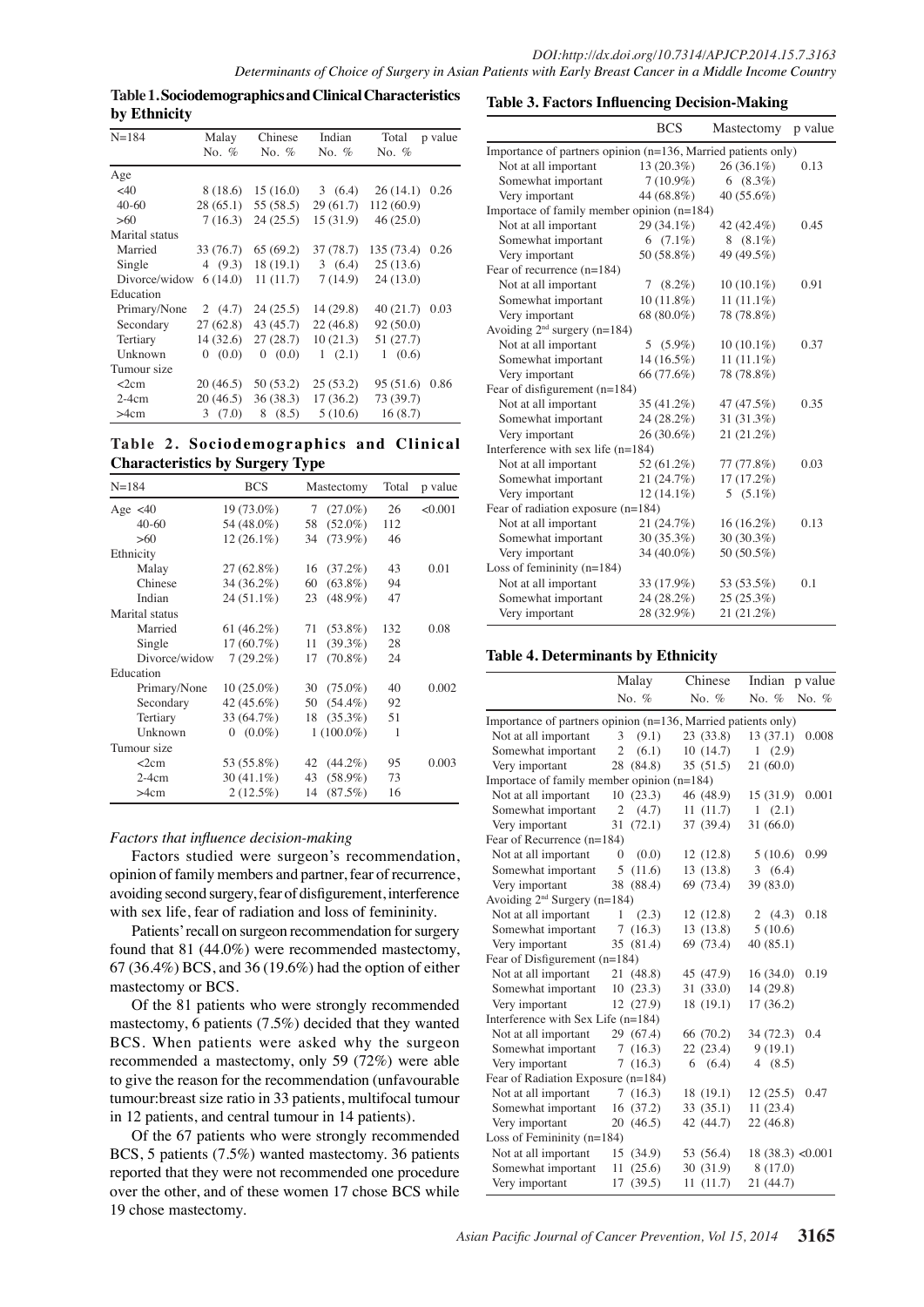**Table 1. Sociodemographics and Clinical Characteristics by Ethnicity**

| N=184 | Malay No. % | Chinese No. % | Indian No. % | Total No. % | p value |
|---|---|---|---|---|---|
| Age | | | | | |
| <40 | 8 (18.6) | 15 (16.0) | 3 (6.4) | 26 (14.1) | 0.26 |
| 40-60 | 28 (65.1) | 55 (58.5) | 29 (61.7) | 112 (60.9) | |
| >60 | 7 (16.3) | 24 (25.5) | 15 (31.9) | 46 (25.0) | |
| Marital status | | | | | |
| Married | 33 (76.7) | 65 (69.2) | 37 (78.7) | 135 (73.4) | 0.26 |
| Single | 4 (9.3) | 18 (19.1) | 3 (6.4) | 25 (13.6) | |
| Divorce/widow | 6 (14.0) | 11 (11.7) | 7 (14.9) | 24 (13.0) | |
| Education | | | | | |
| Primary/None | 2 (4.7) | 24 (25.5) | 14 (29.8) | 40 (21.7) | 0.03 |
| Secondary | 27 (62.8) | 43 (45.7) | 22 (46.8) | 92 (50.0) | |
| Tertiary | 14 (32.6) | 27 (28.7) | 10 (21.3) | 51 (27.7) | |
| Unknown | 0 (0.0) | 0 (0.0) | 1 (2.1) | 1 (0.6) | |
| Tumour size | | | | | |
| <2cm | 20 (46.5) | 50 (53.2) | 25 (53.2) | 95 (51.6) | 0.86 |
| 2-4cm | 20 (46.5) | 36 (38.3) | 17 (36.2) | 73 (39.7) | |
| >4cm | 3 (7.0) | 8 (8.5) | 5 (10.6) | 16 (8.7) | |

**Table 2. Sociodemographics and Clinical Characteristics by Surgery Type**

| N=184 | BCS | Mastectomy | Total | p value |
|---|---|---|---|---|
| Age <40 | 19 (73.0%) | 7 (27.0%) | 26 | <0.001 |
| 40-60 | 54 (48.0%) | 58 (52.0%) | 112 | |
| >60 | 12 (26.1%) | 34 (73.9%) | 46 | |
| Ethnicity | | | | |
| Malay | 27 (62.8%) | 16 (37.2%) | 43 | 0.01 |
| Chinese | 34 (36.2%) | 60 (63.8%) | 94 | |
| Indian | 24 (51.1%) | 23 (48.9%) | 47 | |
| Marital status | | | | |
| Married | 61 (46.2%) | 71 (53.8%) | 132 | 0.08 |
| Single | 17 (60.7%) | 11 (39.3%) | 28 | |
| Divorce/widow | 7 (29.2%) | 17 (70.8%) | 24 | |
| Education | | | | |
| Primary/None | 10 (25.0%) | 30 (75.0%) | 40 | 0.002 |
| Secondary | 42 (45.6%) | 50 (54.4%) | 92 | |
| Tertiary | 33 (64.7%) | 18 (35.3%) | 51 | |
| Unknown | 0 (0.0%) | 1 (100.0%) | 1 | |
| Tumour size | | | | |
| <2cm | 53 (55.8%) | 42 (44.2%) | 95 | 0.003 |
| 2-4cm | 30 (41.1%) | 43 (58.9%) | 73 | |
| >4cm | 2 (12.5%) | 14 (87.5%) | 16 | |

*Factors that influence decision-making*

Factors studied were surgeon's recommendation, opinion of family members and partner, fear of recurrence, avoiding second surgery, fear of disfigurement, interference with sex life, fear of radiation and loss of femininity.

Patients' recall on surgeon recommendation for surgery found that 81 (44.0%) were recommended mastectomy, 67 (36.4%) BCS, and 36 (19.6%) had the option of either mastectomy or BCS.

Of the 81 patients who were strongly recommended mastectomy, 6 patients (7.5%) decided that they wanted BCS. When patients were asked why the surgeon recommended a mastectomy, only 59 (72%) were able to give the reason for the recommendation (unfavourable tumour:breast size ratio in 33 patients, multifocal tumour in 12 patients, and central tumour in 14 patients).

Of the 67 patients who were strongly recommended BCS, 5 patients (7.5%) wanted mastectomy. 36 patients reported that they were not recommended one procedure over the other, and of these women 17 chose BCS while 19 chose mastectomy.

**Table 3. Factors Influencing Decision-Making**

| | BCS | Mastectomy | p value |
|---|---|---|---|
| Importance of partners opinion (n=136, Married patients only) | | | |
| Not at all important | 13 (20.3%) | 26 (36.1%) | 0.13 |
| Somewhat important | 7 (10.9%) | 6 (8.3%) | |
| Very important | 44 (68.8%) | 40 (55.6%) | |
| Importace of family member opinion (n=184) | | | |
| Not at all important | 29 (34.1%) | 42 (42.4%) | 0.45 |
| Somewhat important | 6 (7.1%) | 8 (8.1%) | |
| Very important | 50 (58.8%) | 49 (49.5%) | |
| Fear of recurrence (n=184) | | | |
| Not at all important | 7 (8.2%) | 10 (10.1%) | 0.91 |
| Somewhat important | 10 (11.8%) | 11 (11.1%) | |
| Very important | 68 (80.0%) | 78 (78.8%) | |
| Avoiding 2nd surgery (n=184) | | | |
| Not at all important | 5 (5.9%) | 10 (10.1%) | 0.37 |
| Somewhat important | 14 (16.5%) | 11 (11.1%) | |
| Very important | 66 (77.6%) | 78 (78.8%) | |
| Fear of disfigurement (n=184) | | | |
| Not at all important | 35 (41.2%) | 47 (47.5%) | 0.35 |
| Somewhat important | 24 (28.2%) | 31 (31.3%) | |
| Very important | 26 (30.6%) | 21 (21.2%) | |
| Interference with sex life (n=184) | | | |
| Not at all important | 52 (61.2%) | 77 (77.8%) | 0.03 |
| Somewhat important | 21 (24.7%) | 17 (17.2%) | |
| Very important | 12 (14.1%) | 5 (5.1%) | |
| Fear of radiation exposure (n=184) | | | |
| Not at all important | 21 (24.7%) | 16 (16.2%) | 0.13 |
| Somewhat important | 30 (35.3%) | 30 (30.3%) | |
| Very important | 34 (40.0%) | 50 (50.5%) | |
| Loss of femininity (n=184) | | | |
| Not at all important | 33 (17.9%) | 53 (53.5%) | 0.1 |
| Somewhat important | 24 (28.2%) | 25 (25.3%) | |
| Very important | 28 (32.9%) | 21 (21.2%) | |

**Table 4. Determinants by Ethnicity**

| | Malay No. % | Chinese No. % | Indian No. % | p value No. % |
|---|---|---|---|---|
| Importance of partners opinion (n=136, Married patients only) | | | | |
| Not at all important | 3 (9.1) | 23 (33.8) | 13 (37.1) | 0.008 |
| Somewhat important | 2 (6.1) | 10 (14.7) | 1 (2.9) | |
| Very important | 28 (84.8) | 35 (51.5) | 21 (60.0) | |
| Importace of family member opinion (n=184) | | | | |
| Not at all important | 10 (23.3) | 46 (48.9) | 15 (31.9) | 0.001 |
| Somewhat important | 2 (4.7) | 11 (11.7) | 1 (2.1) | |
| Very important | 31 (72.1) | 37 (39.4) | 31 (66.0) | |
| Fear of Recurrence (n=184) | | | | |
| Not at all important | 0 (0.0) | 12 (12.8) | 5 (10.6) | 0.99 |
| Somewhat important | 5 (11.6) | 13 (13.8) | 3 (6.4) | |
| Very important | 38 (88.4) | 69 (73.4) | 39 (83.0) | |
| Avoiding 2nd Surgery (n=184) | | | | |
| Not at all important | 1 (2.3) | 12 (12.8) | 2 (4.3) | 0.18 |
| Somewhat important | 7 (16.3) | 13 (13.8) | 5 (10.6) | |
| Very important | 35 (81.4) | 69 (73.4) | 40 (85.1) | |
| Fear of Disfigurement (n=184) | | | | |
| Not at all important | 21 (48.8) | 45 (47.9) | 16 (34.0) | 0.19 |
| Somewhat important | 10 (23.3) | 31 (33.0) | 14 (29.8) | |
| Very important | 12 (27.9) | 18 (19.1) | 17 (36.2) | |
| Interference with Sex Life (n=184) | | | | |
| Not at all important | 29 (67.4) | 66 (70.2) | 34 (72.3) | 0.4 |
| Somewhat important | 7 (16.3) | 22 (23.4) | 9 (19.1) | |
| Very important | 7 (16.3) | 6 (6.4) | 4 (8.5) | |
| Fear of Radiation Exposure (n=184) | | | | |
| Not at all important | 7 (16.3) | 18 (19.1) | 12 (25.5) | 0.47 |
| Somewhat important | 16 (37.2) | 33 (35.1) | 11 (23.4) | |
| Very important | 20 (46.5) | 42 (44.7) | 22 (46.8) | |
| Loss of Femininity (n=184) | | | | |
| Not at all important | 15 (34.9) | 53 (56.4) | 18 (38.3) | <0.001 |
| Somewhat important | 11 (25.6) | 30 (31.9) | 8 (17.0) | |
| Very important | 17 (39.5) | 11 (11.7) | 21 (44.7) | |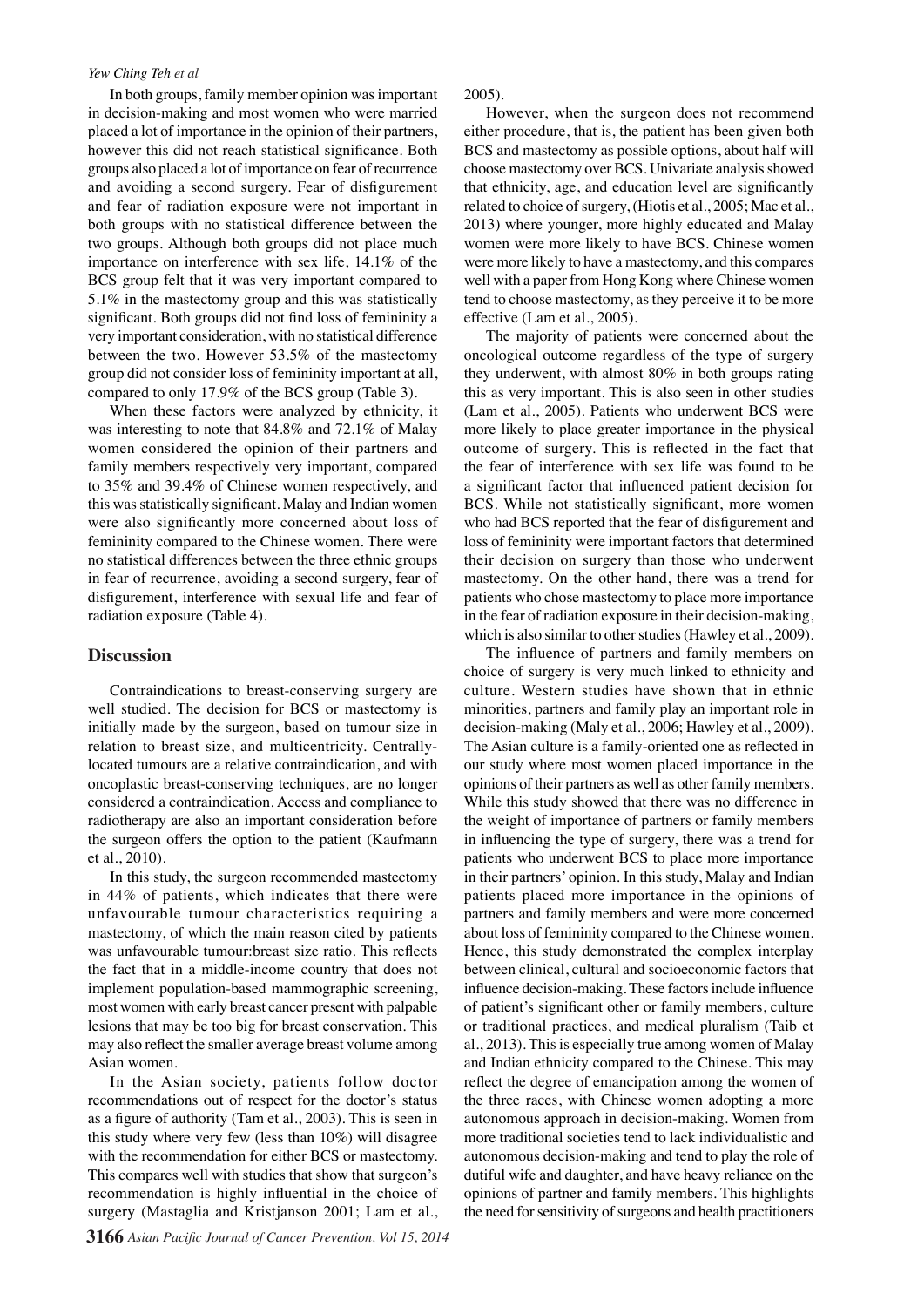In both groups, family member opinion was important in decision-making and most women who were married placed a lot of importance in the opinion of their partners, however this did not reach statistical significance. Both groups also placed a lot of importance on fear of recurrence and avoiding a second surgery. Fear of disfigurement and fear of radiation exposure were not important in both groups with no statistical difference between the two groups. Although both groups did not place much importance on interference with sex life, 14.1% of the BCS group felt that it was very important compared to 5.1% in the mastectomy group and this was statistically significant. Both groups did not find loss of femininity a very important consideration, with no statistical difference between the two. However 53.5% of the mastectomy group did not consider loss of femininity important at all, compared to only 17.9% of the BCS group (Table 3).

When these factors were analyzed by ethnicity, it was interesting to note that 84.8% and 72.1% of Malay women considered the opinion of their partners and family members respectively very important, compared to 35% and 39.4% of Chinese women respectively, and this was statistically significant. Malay and Indian women were also significantly more concerned about loss of femininity compared to the Chinese women. There were no statistical differences between the three ethnic groups in fear of recurrence, avoiding a second surgery, fear of disfigurement, interference with sexual life and fear of radiation exposure (Table 4).

## Discussion

Contraindications to breast-conserving surgery are well studied. The decision for BCS or mastectomy is initially made by the surgeon, based on tumour size in relation to breast size, and multicentricity. Centrally-located tumours are a relative contraindication, and with oncoplastic breast-conserving techniques, are no longer considered a contraindication. Access and compliance to radiotherapy are also an important consideration before the surgeon offers the option to the patient (Kaufmann et al., 2010).

In this study, the surgeon recommended mastectomy in 44% of patients, which indicates that there were unfavourable tumour characteristics requiring a mastectomy, of which the main reason cited by patients was unfavourable tumour:breast size ratio. This reflects the fact that in a middle-income country that does not implement population-based mammographic screening, most women with early breast cancer present with palpable lesions that may be too big for breast conservation. This may also reflect the smaller average breast volume among Asian women.

In the Asian society, patients follow doctor recommendations out of respect for the doctor's status as a figure of authority (Tam et al., 2003). This is seen in this study where very few (less than 10%) will disagree with the recommendation for either BCS or mastectomy. This compares well with studies that show that surgeon's recommendation is highly influential in the choice of surgery (Mastaglia and Kristjanson 2001; Lam et al., 2005).

However, when the surgeon does not recommend either procedure, that is, the patient has been given both BCS and mastectomy as possible options, about half will choose mastectomy over BCS. Univariate analysis showed that ethnicity, age, and education level are significantly related to choice of surgery, (Hiotis et al., 2005; Mac et al., 2013) where younger, more highly educated and Malay women were more likely to have BCS. Chinese women were more likely to have a mastectomy, and this compares well with a paper from Hong Kong where Chinese women tend to choose mastectomy, as they perceive it to be more effective (Lam et al., 2005).

The majority of patients were concerned about the oncological outcome regardless of the type of surgery they underwent, with almost 80% in both groups rating this as very important. This is also seen in other studies (Lam et al., 2005). Patients who underwent BCS were more likely to place greater importance in the physical outcome of surgery. This is reflected in the fact that the fear of interference with sex life was found to be a significant factor that influenced patient decision for BCS. While not statistically significant, more women who had BCS reported that the fear of disfigurement and loss of femininity were important factors that determined their decision on surgery than those who underwent mastectomy. On the other hand, there was a trend for patients who chose mastectomy to place more importance in the fear of radiation exposure in their decision-making, which is also similar to other studies (Hawley et al., 2009).

The influence of partners and family members on choice of surgery is very much linked to ethnicity and culture. Western studies have shown that in ethnic minorities, partners and family play an important role in decision-making (Maly et al., 2006; Hawley et al., 2009). The Asian culture is a family-oriented one as reflected in our study where most women placed importance in the opinions of their partners as well as other family members. While this study showed that there was no difference in the weight of importance of partners or family members in influencing the type of surgery, there was a trend for patients who underwent BCS to place more importance in their partners' opinion. In this study, Malay and Indian patients placed more importance in the opinions of partners and family members and were more concerned about loss of femininity compared to the Chinese women. Hence, this study demonstrated the complex interplay between clinical, cultural and socioeconomic factors that influence decision-making. These factors include influence of patient's significant other or family members, culture or traditional practices, and medical pluralism (Taib et al., 2013). This is especially true among women of Malay and Indian ethnicity compared to the Chinese. This may reflect the degree of emancipation among the women of the three races, with Chinese women adopting a more autonomous approach in decision-making. Women from more traditional societies tend to lack individualistic and autonomous decision-making and tend to play the role of dutiful wife and daughter, and have heavy reliance on the opinions of partner and family members. This highlights the need for sensitivity of surgeons and health practitioners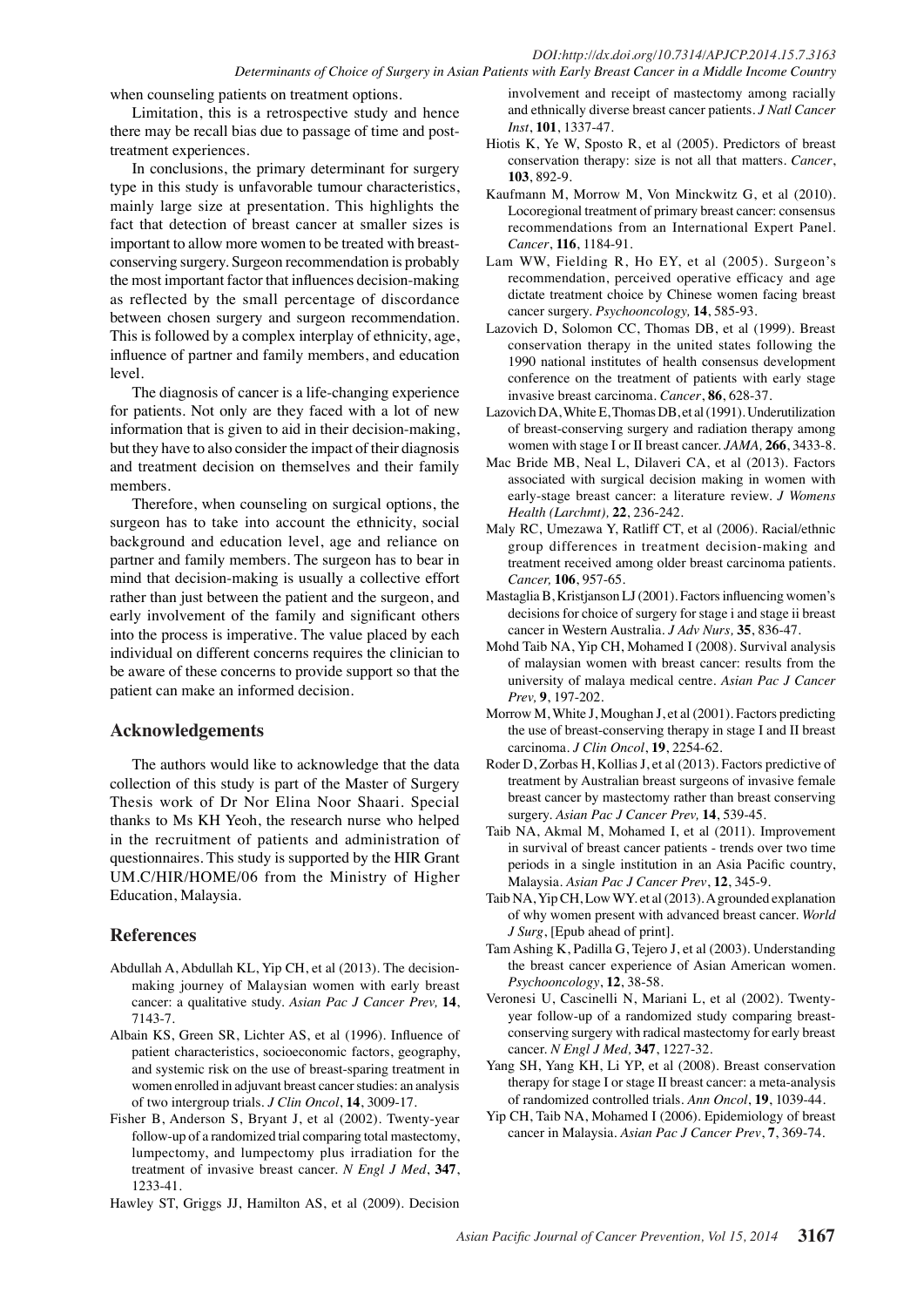when counseling patients on treatment options.

Limitation, this is a retrospective study and hence there may be recall bias due to passage of time and post-treatment experiences.

In conclusions, the primary determinant for surgery type in this study is unfavorable tumour characteristics, mainly large size at presentation. This highlights the fact that detection of breast cancer at smaller sizes is important to allow more women to be treated with breast-conserving surgery. Surgeon recommendation is probably the most important factor that influences decision-making as reflected by the small percentage of discordance between chosen surgery and surgeon recommendation. This is followed by a complex interplay of ethnicity, age, influence of partner and family members, and education level.

The diagnosis of cancer is a life-changing experience for patients. Not only are they faced with a lot of new information that is given to aid in their decision-making, but they have to also consider the impact of their diagnosis and treatment decision on themselves and their family members.

Therefore, when counseling on surgical options, the surgeon has to take into account the ethnicity, social background and education level, age and reliance on partner and family members. The surgeon has to bear in mind that decision-making is usually a collective effort rather than just between the patient and the surgeon, and early involvement of the family and significant others into the process is imperative. The value placed by each individual on different concerns requires the clinician to be aware of these concerns to provide support so that the patient can make an informed decision.

## Acknowledgements

The authors would like to acknowledge that the data collection of this study is part of the Master of Surgery Thesis work of Dr Nor Elina Noor Shaari. Special thanks to Ms KH Yeoh, the research nurse who helped in the recruitment of patients and administration of questionnaires. This study is supported by the HIR Grant UM.C/HIR/HOME/06 from the Ministry of Higher Education, Malaysia.

## References

Abdullah A, Abdullah KL, Yip CH, et al (2013). The decision-making journey of Malaysian women with early breast cancer: a qualitative study. *Asian Pac J Cancer Prev,* **14**, 7143-7.

Albain KS, Green SR, Lichter AS, et al (1996). Influence of patient characteristics, socioeconomic factors, geography, and systemic risk on the use of breast-sparing treatment in women enrolled in adjuvant breast cancer studies: an analysis of two intergroup trials. *J Clin Oncol*, **14**, 3009-17.

Fisher B, Anderson S, Bryant J, et al (2002). Twenty-year follow-up of a randomized trial comparing total mastectomy, lumpectomy, and lumpectomy plus irradiation for the treatment of invasive breast cancer. *N Engl J Med*, **347**, 1233-41.

Hawley ST, Griggs JJ, Hamilton AS, et al (2009). Decision involvement and receipt of mastectomy among racially and ethnically diverse breast cancer patients. *J Natl Cancer Inst*, **101**, 1337-47.

Hiotis K, Ye W, Sposto R, et al (2005). Predictors of breast conservation therapy: size is not all that matters. *Cancer*, **103**, 892-9.

Kaufmann M, Morrow M, Von Minckwitz G, et al (2010). Locoregional treatment of primary breast cancer: consensus recommendations from an International Expert Panel. *Cancer*, **116**, 1184-91.

Lam WW, Fielding R, Ho EY, et al (2005). Surgeon's recommendation, perceived operative efficacy and age dictate treatment choice by Chinese women facing breast cancer surgery. *Psychooncology,* **14**, 585-93.

Lazovich D, Solomon CC, Thomas DB, et al (1999). Breast conservation therapy in the united states following the 1990 national institutes of health consensus development conference on the treatment of patients with early stage invasive breast carcinoma. *Cancer*, **86**, 628-37.

Lazovich DA, White E, Thomas DB, et al (1991). Underutilization of breast-conserving surgery and radiation therapy among women with stage I or II breast cancer. *JAMA,* **266**, 3433-8.

Mac Bride MB, Neal L, Dilaveri CA, et al (2013). Factors associated with surgical decision making in women with early-stage breast cancer: a literature review. *J Womens Health (Larchmt),* **22**, 236-242.

Maly RC, Umezawa Y, Ratliff CT, et al (2006). Racial/ethnic group differences in treatment decision-making and treatment received among older breast carcinoma patients. *Cancer,* **106**, 957-65.

Mastaglia B, Kristjanson LJ (2001). Factors influencing women's decisions for choice of surgery for stage i and stage ii breast cancer in Western Australia. *J Adv Nurs,* **35**, 836-47.

Mohd Taib NA, Yip CH, Mohamed I (2008). Survival analysis of malaysian women with breast cancer: results from the university of malaya medical centre. *Asian Pac J Cancer Prev,* **9**, 197-202.

Morrow M, White J, Moughan J, et al (2001). Factors predicting the use of breast-conserving therapy in stage I and II breast carcinoma. *J Clin Oncol*, **19**, 2254-62.

Roder D, Zorbas H, Kollias J, et al (2013). Factors predictive of treatment by Australian breast surgeons of invasive female breast cancer by mastectomy rather than breast conserving surgery. *Asian Pac J Cancer Prev,* **14**, 539-45.

Taib NA, Akmal M, Mohamed I, et al (2011). Improvement in survival of breast cancer patients - trends over two time periods in a single institution in an Asia Pacific country, Malaysia. *Asian Pac J Cancer Prev*, **12**, 345-9.

Taib NA, Yip CH, Low WY. et al (2013). A grounded explanation of why women present with advanced breast cancer. *World J Surg*, [Epub ahead of print].

Tam Ashing K, Padilla G, Tejero J, et al (2003). Understanding the breast cancer experience of Asian American women. *Psychooncology*, **12**, 38-58.

Veronesi U, Cascinelli N, Mariani L, et al (2002). Twenty-year follow-up of a randomized study comparing breast-conserving surgery with radical mastectomy for early breast cancer. *N Engl J Med,* **347**, 1227-32.

Yang SH, Yang KH, Li YP, et al (2008). Breast conservation therapy for stage I or stage II breast cancer: a meta-analysis of randomized controlled trials. *Ann Oncol*, **19**, 1039-44.

Yip CH, Taib NA, Mohamed I (2006). Epidemiology of breast cancer in Malaysia. *Asian Pac J Cancer Prev*, **7**, 369-74.